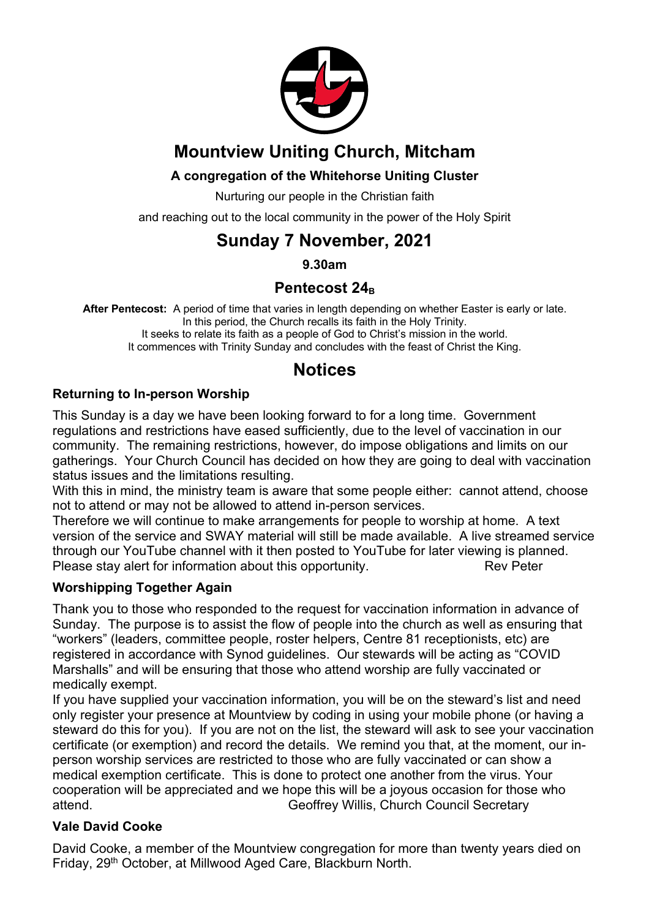# Mountview Uniting Church, Mitcham

**A congregation of the Whitehorse Uniting Cluster**

Nurturing our people in the Christian faith

and reaching out to the local community in the power of the Holy Spirit

# Sunday 7 November, 2021

**9.30am**

## Pentecost $24_B$

**After Pentecost:** A period of time that varies in length depending on whether Easter is early or late. In this period, the Church recalls its faith in the Holy Trinity. It seeks to relate its faith as a people of God to Christ's mission in the world. It commences with Trinity Sunday and concludes with the feast of Christ the King.

# Notices

### Returning to In-person Worship

This Sunday is a day we have been looking forward to for a long time. Government regulations and restrictions have eased sufficiently, due to the level of vaccination in our community. The remaining restrictions, however, do impose obligations and limits on our gatherings. Your Church Council has decided on how they are going to deal with vaccination status issues and the limitations resulting.

With this in mind, the ministry team is aware that some people either: cannot attend, choose not to attend or may not be allowed to attend in-person services.

Therefore we will continue to make arrangements for people to worship at home. A text version of the service and SWAY material will still be made available. A live streamed service through our YouTube channel with it then posted to YouTube for later viewing is planned. Please stay alert for information about this opportunity. Rev Peter

### Worshipping Together Again

Thank you to those who responded to the request for vaccination information in advance of Sunday. The purpose is to assist the flow of people into the church as well as ensuring that "workers" (leaders, committee people, roster helpers, Centre 81 receptionists, etc) are registered in accordance with Synod guidelines. Our stewards will be acting as "COVID Marshalls" and will be ensuring that those who attend worship are fully vaccinated or medically exempt.

If you have supplied your vaccination information, you will be on the steward's list and need only register your presence at Mountview by coding in using your mobile phone (or having a steward do this for you). If you are not on the list, the steward will ask to see your vaccination certificate (or exemption) and record the details. We remind you that, at the moment, our in-person worship services are restricted to those who are fully vaccinated or can show a medical exemption certificate. This is done to protect one another from the virus. Your cooperation will be appreciated and we hope this will be a joyous occasion for those who attend. Geoffrey Willis, Church Council Secretary

### Vale David Cooke

David Cooke, a member of the Mountview congregation for more than twenty years died on Friday, 29th October, at Millwood Aged Care, Blackburn North.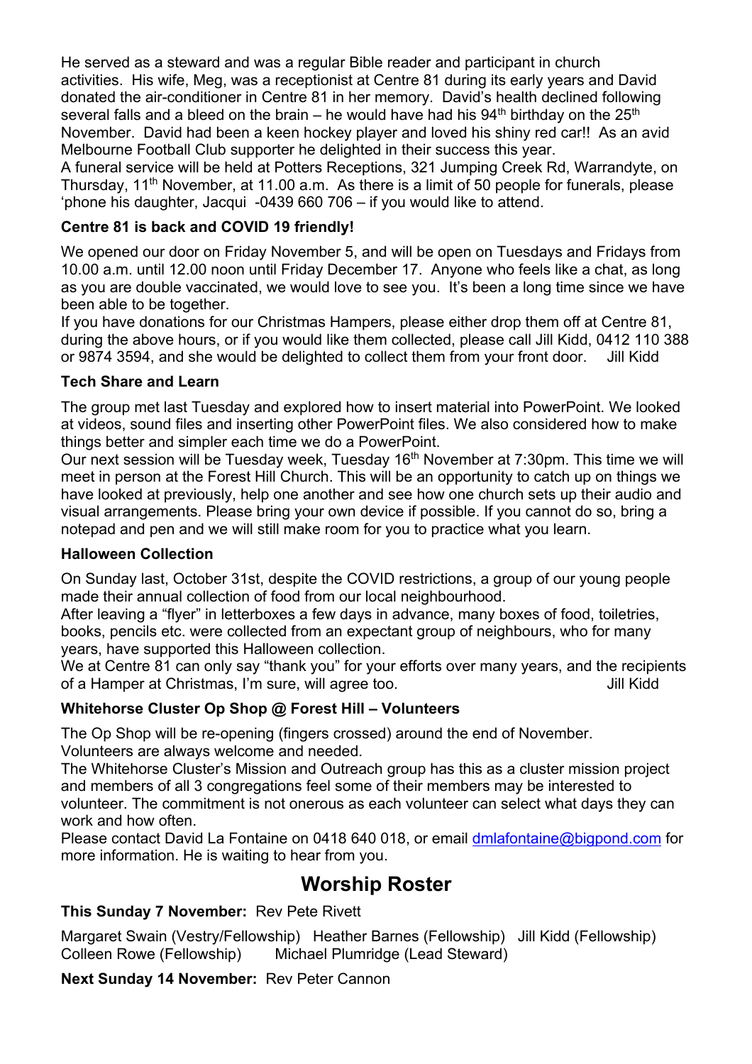He served as a steward and was a regular Bible reader and participant in church activities. His wife, Meg, was a receptionist at Centre 81 during its early years and David donated the air-conditioner in Centre 81 in her memory. David's health declined following several falls and a bleed on the brain – he would have had his 94th birthday on the 25th November. David had been a keen hockey player and loved his shiny red car!! As an avid Melbourne Football Club supporter he delighted in their success this year.
A funeral service will be held at Potters Receptions, 321 Jumping Creek Rd, Warrandyte, on Thursday, 11th November, at 11.00 a.m. As there is a limit of 50 people for funerals, please 'phone his daughter, Jacqui -0439 660 706 – if you would like to attend.

**Centre 81 is back and COVID 19 friendly!**

We opened our door on Friday November 5, and will be open on Tuesdays and Fridays from 10.00 a.m. until 12.00 noon until Friday December 17. Anyone who feels like a chat, as long as you are double vaccinated, we would love to see you. It's been a long time since we have been able to be together.
If you have donations for our Christmas Hampers, please either drop them off at Centre 81, during the above hours, or if you would like them collected, please call Jill Kidd, 0412 110 388 or 9874 3594, and she would be delighted to collect them from your front door. Jill Kidd

**Tech Share and Learn**

The group met last Tuesday and explored how to insert material into PowerPoint. We looked at videos, sound files and inserting other PowerPoint files. We also considered how to make things better and simpler each time we do a PowerPoint.
Our next session will be Tuesday week, Tuesday 16th November at 7:30pm. This time we will meet in person at the Forest Hill Church. This will be an opportunity to catch up on things we have looked at previously, help one another and see how one church sets up their audio and visual arrangements. Please bring your own device if possible. If you cannot do so, bring a notepad and pen and we will still make room for you to practice what you learn.

**Halloween Collection**

On Sunday last, October 31st, despite the COVID restrictions, a group of our young people made their annual collection of food from our local neighbourhood.
After leaving a "flyer" in letterboxes a few days in advance, many boxes of food, toiletries, books, pencils etc. were collected from an expectant group of neighbours, who for many years, have supported this Halloween collection.
We at Centre 81 can only say "thank you" for your efforts over many years, and the recipients of a Hamper at Christmas, I'm sure, will agree too. Jill Kidd

**Whitehorse Cluster Op Shop @ Forest Hill – Volunteers**

The Op Shop will be re-opening (fingers crossed) around the end of November.
Volunteers are always welcome and needed.
The Whitehorse Cluster's Mission and Outreach group has this as a cluster mission project and members of all 3 congregations feel some of their members may be interested to volunteer. The commitment is not onerous as each volunteer can select what days they can work and how often.
Please contact David La Fontaine on 0418 640 018, or email dmlafontaine@bigpond.com for more information. He is waiting to hear from you.

## Worship Roster

**This Sunday 7 November:** Rev Pete Rivett

Margaret Swain (Vestry/Fellowship) Heather Barnes (Fellowship) Jill Kidd (Fellowship) Colleen Rowe (Fellowship) Michael Plumridge (Lead Steward)

**Next Sunday 14 November:** Rev Peter Cannon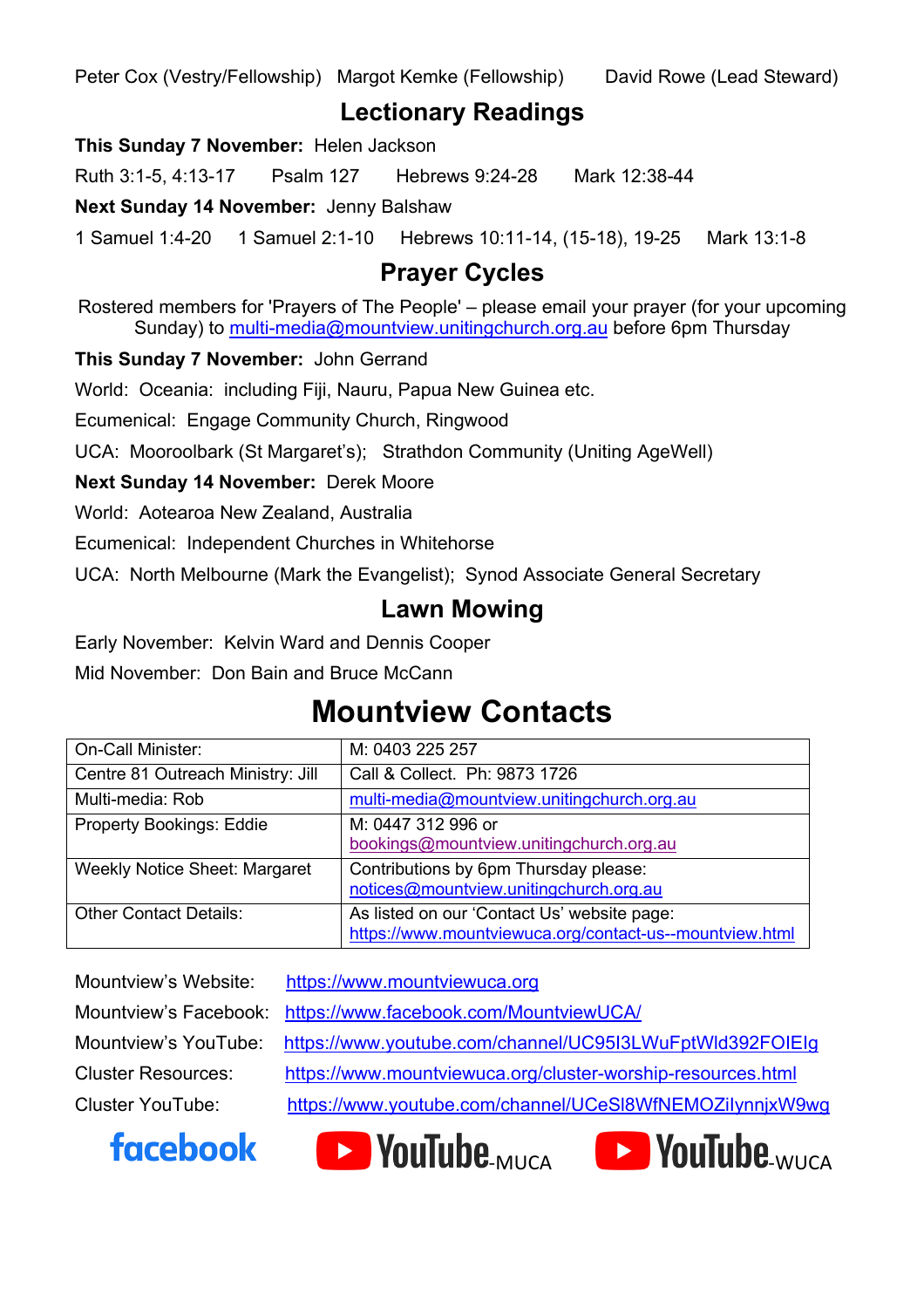Peter Cox (Vestry/Fellowship)   Margot Kemke (Fellowship)   David Rowe (Lead Steward)

## Lectionary Readings

**This Sunday 7 November:** Helen Jackson

Ruth 3:1-5, 4:13-17   Psalm 127   Hebrews 9:24-28   Mark 12:38-44

**Next Sunday 14 November:** Jenny Balshaw

1 Samuel 1:4-20   1 Samuel 2:1-10   Hebrews 10:11-14, (15-18), 19-25   Mark 13:1-8

## Prayer Cycles

Rostered members for 'Prayers of The People' – please email your prayer (for your upcoming Sunday) to multi-media@mountview.unitingchurch.org.au before 6pm Thursday

**This Sunday 7 November:** John Gerrand

World: Oceania: including Fiji, Nauru, Papua New Guinea etc.

Ecumenical: Engage Community Church, Ringwood

UCA: Mooroolbark (St Margaret's); Strathdon Community (Uniting AgeWell)

**Next Sunday 14 November:** Derek Moore

World: Aotearoa New Zealand, Australia

Ecumenical: Independent Churches in Whitehorse

UCA: North Melbourne (Mark the Evangelist); Synod Associate General Secretary

## Lawn Mowing

Early November: Kelvin Ward and Dennis Cooper

Mid November: Don Bain and Bruce McCann

# Mountview Contacts

| | |
|---|---|
| On-Call Minister: | M: 0403 225 257 |
| Centre 81 Outreach Ministry: Jill | Call & Collect. Ph: 9873 1726 |
| Multi-media: Rob | multi-media@mountview.unitingchurch.org.au |
| Property Bookings: Eddie | M: 0447 312 996 or bookings@mountview.unitingchurch.org.au |
| Weekly Notice Sheet: Margaret | Contributions by 6pm Thursday please: notices@mountview.unitingchurch.org.au |
| Other Contact Details: | As listed on our 'Contact Us' website page: https://www.mountviewuca.org/contact-us--mountview.html |

Mountview's Website: https://www.mountviewuca.org

Mountview's Facebook: https://www.facebook.com/MountviewUCA/

Mountview's YouTube: https://www.youtube.com/channel/UC95I3LWuFptWld392FOIEIg

Cluster Resources: https://www.mountviewuca.org/cluster-worship-resources.html

Cluster YouTube: https://www.youtube.com/channel/UCeSI8WfNEMOZiIynnjxW9wg

facebook   YouTube-MUCA   YouTube-WUCA